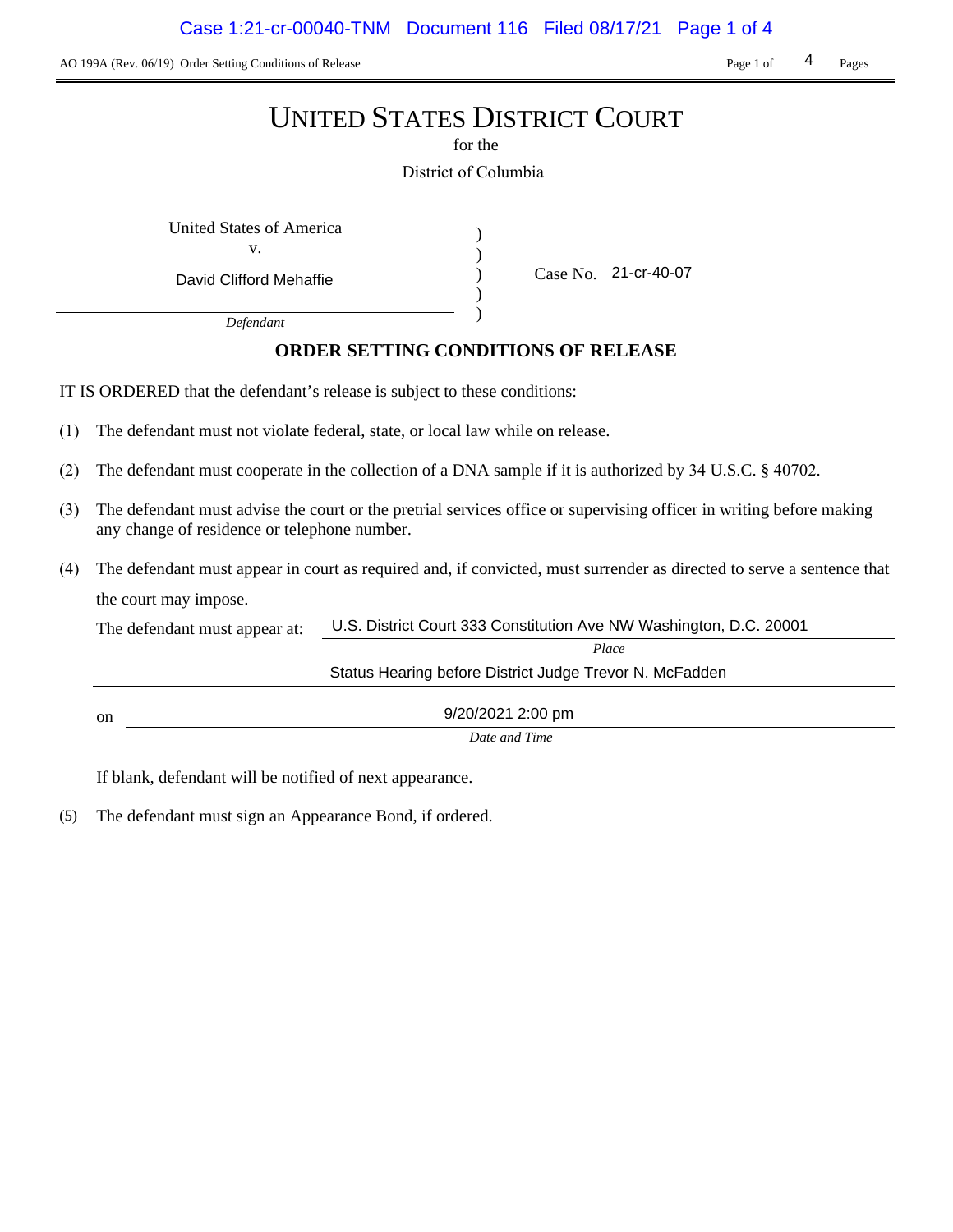AO 199A (Rev. 06/19) Order Setting Conditions of Release

# UNITED STATES DISTRICT COURT

for the

District of Columbia

United States of America
v.
David Clifford Mehaffie
*Defendant*

Case No. 21-cr-40-07

## ORDER SETTING CONDITIONS OF RELEASE

IT IS ORDERED that the defendant's release is subject to these conditions:

(1) The defendant must not violate federal, state, or local law while on release.

(2) The defendant must cooperate in the collection of a DNA sample if it is authorized by 34 U.S.C. § 40702.

(3) The defendant must advise the court or the pretrial services office or supervising officer in writing before making any change of residence or telephone number.

(4) The defendant must appear in court as required and, if convicted, must surrender as directed to serve a sentence that the court may impose.

The defendant must appear at: U.S. District Court 333 Constitution Ave NW Washington, D.C. 20001
*Place*
Status Hearing before District Judge Trevor N. McFadden

on 9/20/2021 2:00 pm
*Date and Time*

If blank, defendant will be notified of next appearance.

(5) The defendant must sign an Appearance Bond, if ordered.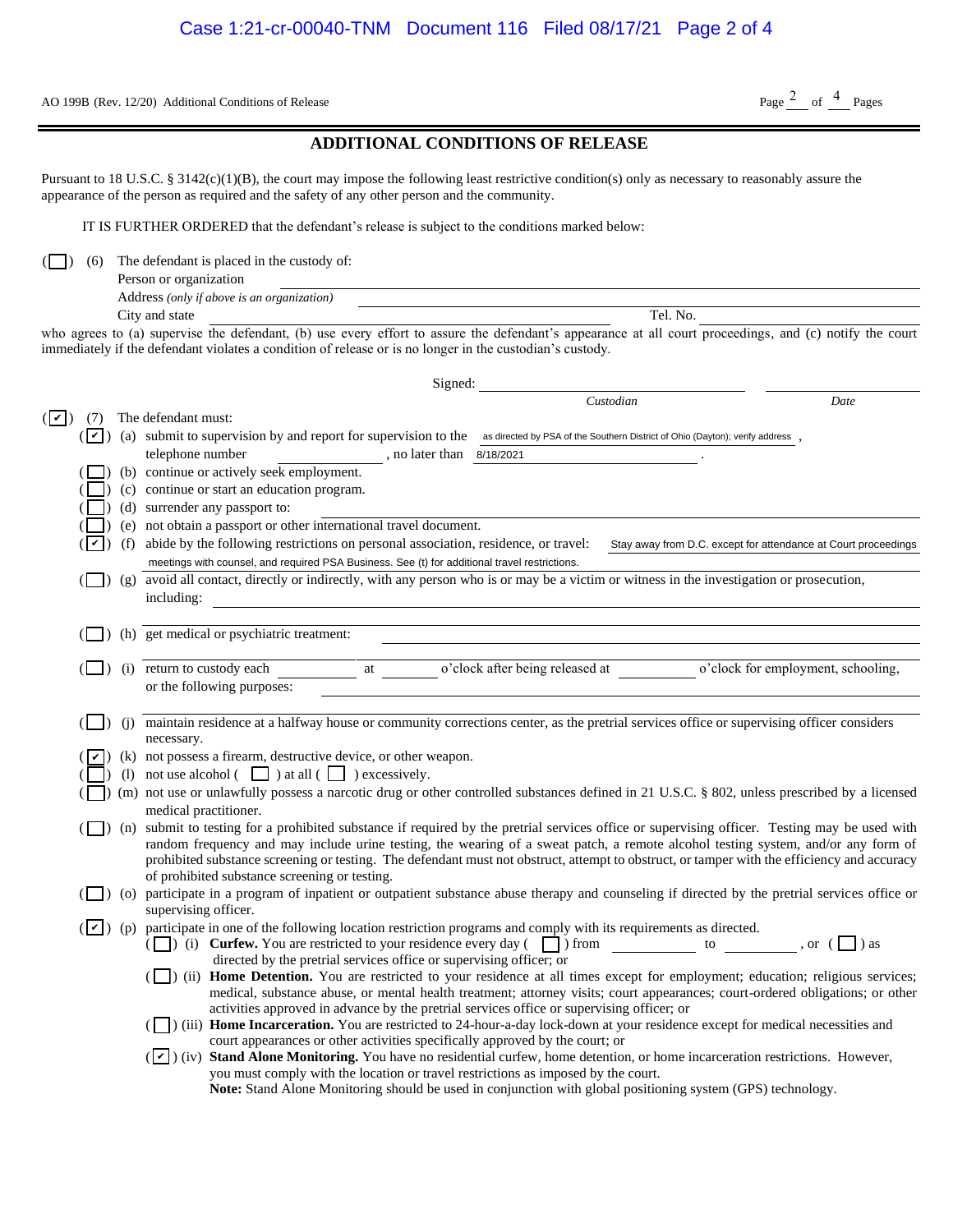AO 199B (Rev. 12/20) Additional Conditions of Release

## ADDITIONAL CONDITIONS OF RELEASE

Pursuant to 18 U.S.C. § 3142(c)(1)(B), the court may impose the following least restrictive condition(s) only as necessary to reasonably assure the appearance of the person as required and the safety of any other person and the community.

IT IS FURTHER ORDERED that the defendant's release is subject to the conditions marked below:

( ☐ ) (6) The defendant is placed in the custody of:

Person or organization \_\_\_\_\_\_\_\_\_\_\_\_\_\_\_\_\_\_\_\_

Address *(only if above is an organization)* \_\_\_\_\_\_\_\_\_\_\_\_\_\_\_\_\_\_\_\_

City and state \_\_\_\_\_\_\_\_\_\_\_\_\_\_\_\_\_\_\_\_ Tel. No. \_\_\_\_\_\_\_\_\_\_\_\_\_\_\_\_\_\_\_\_

who agrees to (a) supervise the defendant, (b) use every effort to assure the defendant's appearance at all court proceedings, and (c) notify the court immediately if the defendant violates a condition of release or is no longer in the custodian's custody.

Signed: \_\_\_\_\_\_\_\_\_\_\_\_\_\_\_\_\_\_\_\_ \_\_\_\_\_\_\_\_\_\_\_\_\_\_\_\_\_\_\_\_
*Custodian* *Date*

( ☑ ) (7) The defendant must:

- ( ☑ ) (a) submit to supervision by and report for supervision to the as directed by PSA of the Southern District of Ohio (Dayton); verify address , telephone number \_\_\_\_\_\_\_\_\_\_ , no later than 8/18/2021 .
- ( ☐ ) (b) continue or actively seek employment.
- ( ☐ ) (c) continue or start an education program.
- ( ☐ ) (d) surrender any passport to: \_\_\_\_\_\_\_\_\_\_\_\_\_\_\_\_\_\_\_\_
- ( ☐ ) (e) not obtain a passport or other international travel document.
- ( ☑ ) (f) abide by the following restrictions on personal association, residence, or travel: Stay away from D.C. except for attendance at Court proceedings meetings with counsel, and required PSA Business. See (t) for additional travel restrictions.
- ( ☐ ) (g) avoid all contact, directly or indirectly, with any person who is or may be a victim or witness in the investigation or prosecution, including: \_\_\_\_\_\_\_\_\_\_\_\_\_\_\_\_\_\_\_\_
- ( ☐ ) (h) get medical or psychiatric treatment: \_\_\_\_\_\_\_\_\_\_\_\_\_\_\_\_\_\_\_\_
- ( ☐ ) (i) return to custody each \_\_\_\_\_\_\_\_\_\_ at \_\_\_\_\_\_\_\_\_\_ o'clock after being released at \_\_\_\_\_\_\_\_\_\_ o'clock for employment, schooling, or the following purposes: \_\_\_\_\_\_\_\_\_\_\_\_\_\_\_\_\_\_\_\_
- ( ☐ ) (j) maintain residence at a halfway house or community corrections center, as the pretrial services office or supervising officer considers necessary.
- ( ☑ ) (k) not possess a firearm, destructive device, or other weapon.
- ( ☐ ) (l) not use alcohol ( ☐ ) at all ( ☐ ) excessively.
- ( ☐ ) (m) not use or unlawfully possess a narcotic drug or other controlled substances defined in 21 U.S.C. § 802, unless prescribed by a licensed medical practitioner.
- ( ☐ ) (n) submit to testing for a prohibited substance if required by the pretrial services office or supervising officer. Testing may be used with random frequency and may include urine testing, the wearing of a sweat patch, a remote alcohol testing system, and/or any form of prohibited substance screening or testing. The defendant must not obstruct, attempt to obstruct, or tamper with the efficiency and accuracy of prohibited substance screening or testing.
- ( ☐ ) (o) participate in a program of inpatient or outpatient substance abuse therapy and counseling if directed by the pretrial services office or supervising officer.
- ( ☑ ) (p) participate in one of the following location restriction programs and comply with its requirements as directed.
  - ( ☐ ) (i) **Curfew.** You are restricted to your residence every day ( ☐ ) from \_\_\_\_\_\_\_\_\_\_ to \_\_\_\_\_\_\_\_\_\_ , or ( ☐ ) as directed by the pretrial services office or supervising officer; or
  - ( ☐ ) (ii) **Home Detention.** You are restricted to your residence at all times except for employment; education; religious services; medical, substance abuse, or mental health treatment; attorney visits; court appearances; court-ordered obligations; or other activities approved in advance by the pretrial services office or supervising officer; or
  - ( ☐ ) (iii) **Home Incarceration.** You are restricted to 24-hour-a-day lock-down at your residence except for medical necessities and court appearances or other activities specifically approved by the court; or
  - ( ☑ ) (iv) **Stand Alone Monitoring.** You have no residential curfew, home detention, or home incarceration restrictions. However, you must comply with the location or travel restrictions as imposed by the court.
    **Note:** Stand Alone Monitoring should be used in conjunction with global positioning system (GPS) technology.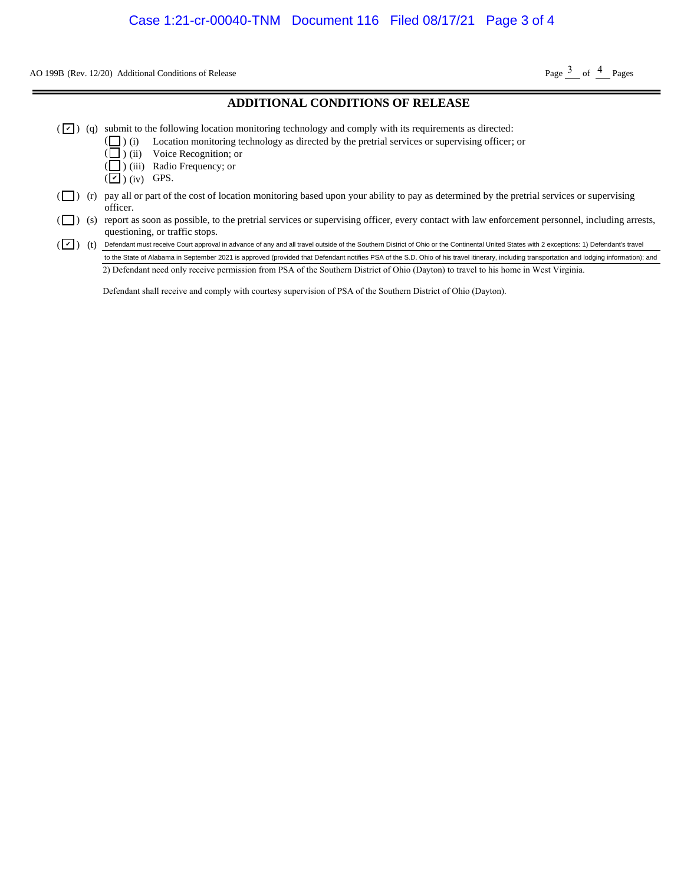AO 199B (Rev. 12/20) Additional Conditions of Release

## ADDITIONAL CONDITIONS OF RELEASE

( ☑ ) (q) submit to the following location monitoring technology and comply with its requirements as directed:
- ( ☐ ) (i) Location monitoring technology as directed by the pretrial services or supervising officer; or
- ( ☐ ) (ii) Voice Recognition; or
- ( ☐ ) (iii) Radio Frequency; or
- ( ☑ ) (iv) GPS.

( ☐ ) (r) pay all or part of the cost of location monitoring based upon your ability to pay as determined by the pretrial services or supervising officer.

( ☐ ) (s) report as soon as possible, to the pretrial services or supervising officer, every contact with law enforcement personnel, including arrests, questioning, or traffic stops.

( ☑ ) (t) Defendant must receive Court approval in advance of any and all travel outside of the Southern District of Ohio or the Continental United States with 2 exceptions: 1) Defendant's travel to the State of Alabama in September 2021 is approved (provided that Defendant notifies PSA of the S.D. Ohio of his travel itinerary, including transportation and lodging information); and 2) Defendant need only receive permission from PSA of the Southern District of Ohio (Dayton) to travel to his home in West Virginia.

Defendant shall receive and comply with courtesy supervision of PSA of the Southern District of Ohio (Dayton).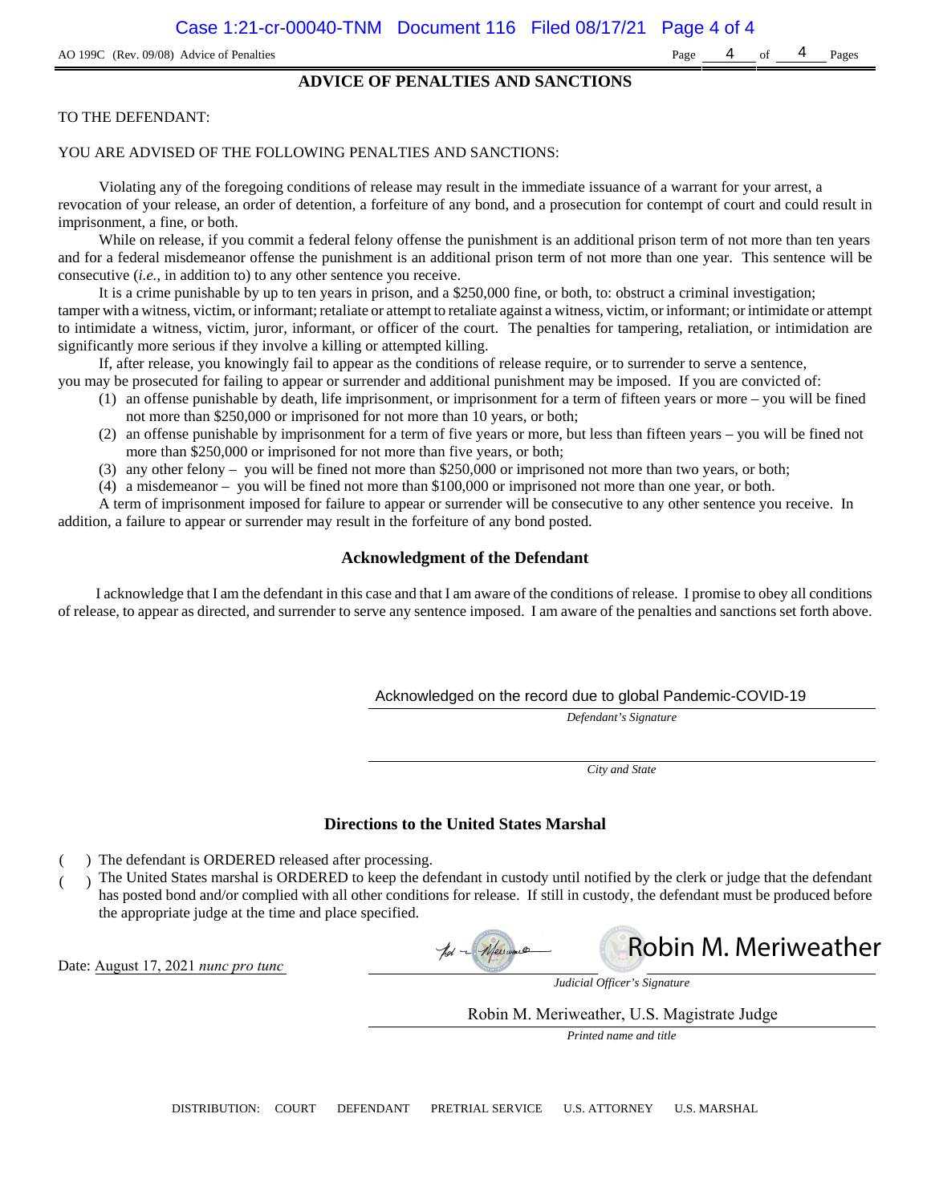AO 199C (Rev. 09/08) Advice of Penalties

## ADVICE OF PENALTIES AND SANCTIONS

TO THE DEFENDANT:

YOU ARE ADVISED OF THE FOLLOWING PENALTIES AND SANCTIONS:

Violating any of the foregoing conditions of release may result in the immediate issuance of a warrant for your arrest, a revocation of your release, an order of detention, a forfeiture of any bond, and a prosecution for contempt of court and could result in imprisonment, a fine, or both.

While on release, if you commit a federal felony offense the punishment is an additional prison term of not more than ten years and for a federal misdemeanor offense the punishment is an additional prison term of not more than one year. This sentence will be consecutive (*i.e.*, in addition to) to any other sentence you receive.

It is a crime punishable by up to ten years in prison, and a $250,000 fine, or both, to: obstruct a criminal investigation; tamper with a witness, victim, or informant; retaliate or attempt to retaliate against a witness, victim, or informant; or intimidate or attempt to intimidate a witness, victim, juror, informant, or officer of the court. The penalties for tampering, retaliation, or intimidation are significantly more serious if they involve a killing or attempted killing.

If, after release, you knowingly fail to appear as the conditions of release require, or to surrender to serve a sentence, you may be prosecuted for failing to appear or surrender and additional punishment may be imposed. If you are convicted of:

(1) an offense punishable by death, life imprisonment, or imprisonment for a term of fifteen years or more – you will be fined not more than $250,000 or imprisoned for not more than 10 years, or both;
(2) an offense punishable by imprisonment for a term of five years or more, but less than fifteen years – you will be fined not more than $250,000 or imprisoned for not more than five years, or both;
(3) any other felony – you will be fined not more than $250,000 or imprisoned not more than two years, or both;
(4) a misdemeanor – you will be fined not more than $100,000 or imprisoned not more than one year, or both.

A term of imprisonment imposed for failure to appear or surrender will be consecutive to any other sentence you receive. In addition, a failure to appear or surrender may result in the forfeiture of any bond posted.

### Acknowledgment of the Defendant

I acknowledge that I am the defendant in this case and that I am aware of the conditions of release. I promise to obey all conditions of release, to appear as directed, and surrender to serve any sentence imposed. I am aware of the penalties and sanctions set forth above.

Acknowledged on the record due to global Pandemic-COVID-19
*Defendant's Signature*

*City and State*

### Directions to the United States Marshal

( ) The defendant is ORDERED released after processing.
( ) The United States marshal is ORDERED to keep the defendant in custody until notified by the clerk or judge that the defendant has posted bond and/or complied with all other conditions for release. If still in custody, the defendant must be produced before the appropriate judge at the time and place specified.

Date: August 17, 2021 *nunc pro tunc*

Robin M. Meriweather
*Judicial Officer's Signature*

Robin M. Meriweather, U.S. Magistrate Judge
*Printed name and title*

DISTRIBUTION: COURT DEFENDANT PRETRIAL SERVICE U.S. ATTORNEY U.S. MARSHAL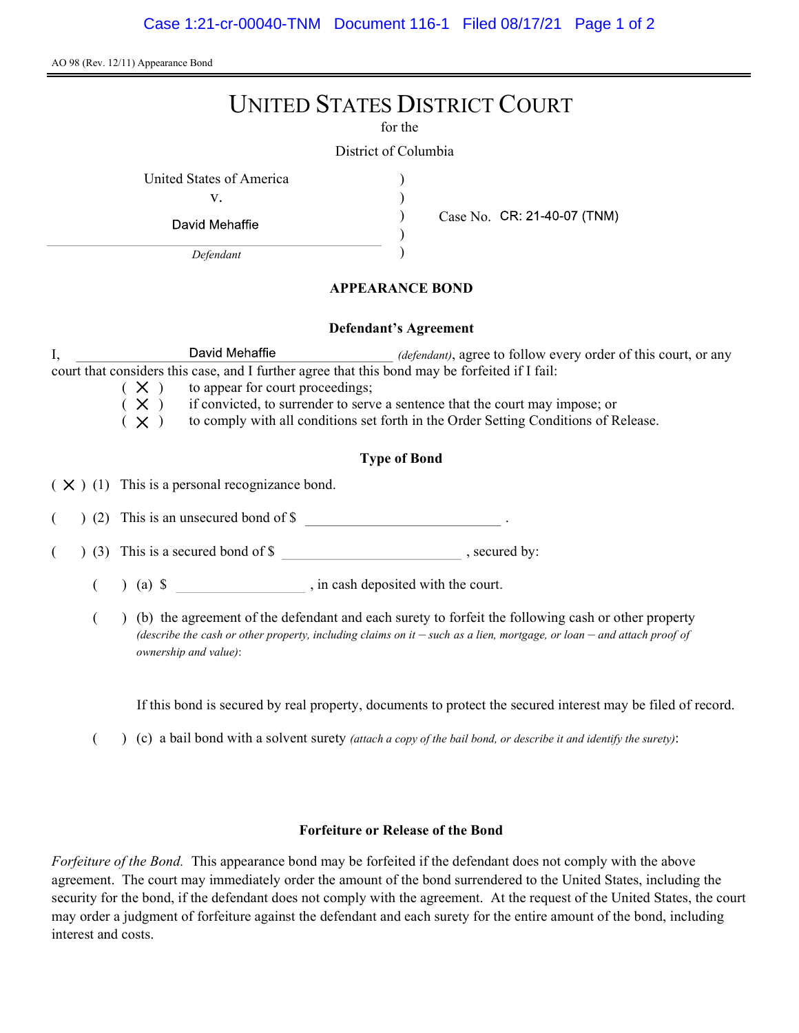AO 98 (Rev. 12/11) Appearance Bond

# UNITED STATES DISTRICT COURT

for the

District of Columbia

United States of America
v.
David Mehaffie
*Defendant*

Case No. CR: 21-40-07 (TNM)

## APPEARANCE BOND

### Defendant's Agreement

I, David Mehaffie *(defendant)*, agree to follow every order of this court, or any court that considers this case, and I further agree that this bond may be forfeited if I fail:

( X ) to appear for court proceedings;
( X ) if convicted, to surrender to serve a sentence that the court may impose; or
( X ) to comply with all conditions set forth in the Order Setting Conditions of Release.

### Type of Bond

( X ) (1) This is a personal recognizance bond.

(   ) (2) This is an unsecured bond of $ ______________ .

(   ) (3) This is a secured bond of $ ______________ , secured by:

(   ) (a) $ ____________ , in cash deposited with the court.

(   ) (b) the agreement of the defendant and each surety to forfeit the following cash or other property *(describe the cash or other property, including claims on it – such as a lien, mortgage, or loan – and attach proof of ownership and value)*:

If this bond is secured by real property, documents to protect the secured interest may be filed of record.

(   ) (c) a bail bond with a solvent surety *(attach a copy of the bail bond, or describe it and identify the surety)*:

### Forfeiture or Release of the Bond

*Forfeiture of the Bond.* This appearance bond may be forfeited if the defendant does not comply with the above agreement. The court may immediately order the amount of the bond surrendered to the United States, including the security for the bond, if the defendant does not comply with the agreement. At the request of the United States, the court may order a judgment of forfeiture against the defendant and each surety for the entire amount of the bond, including interest and costs.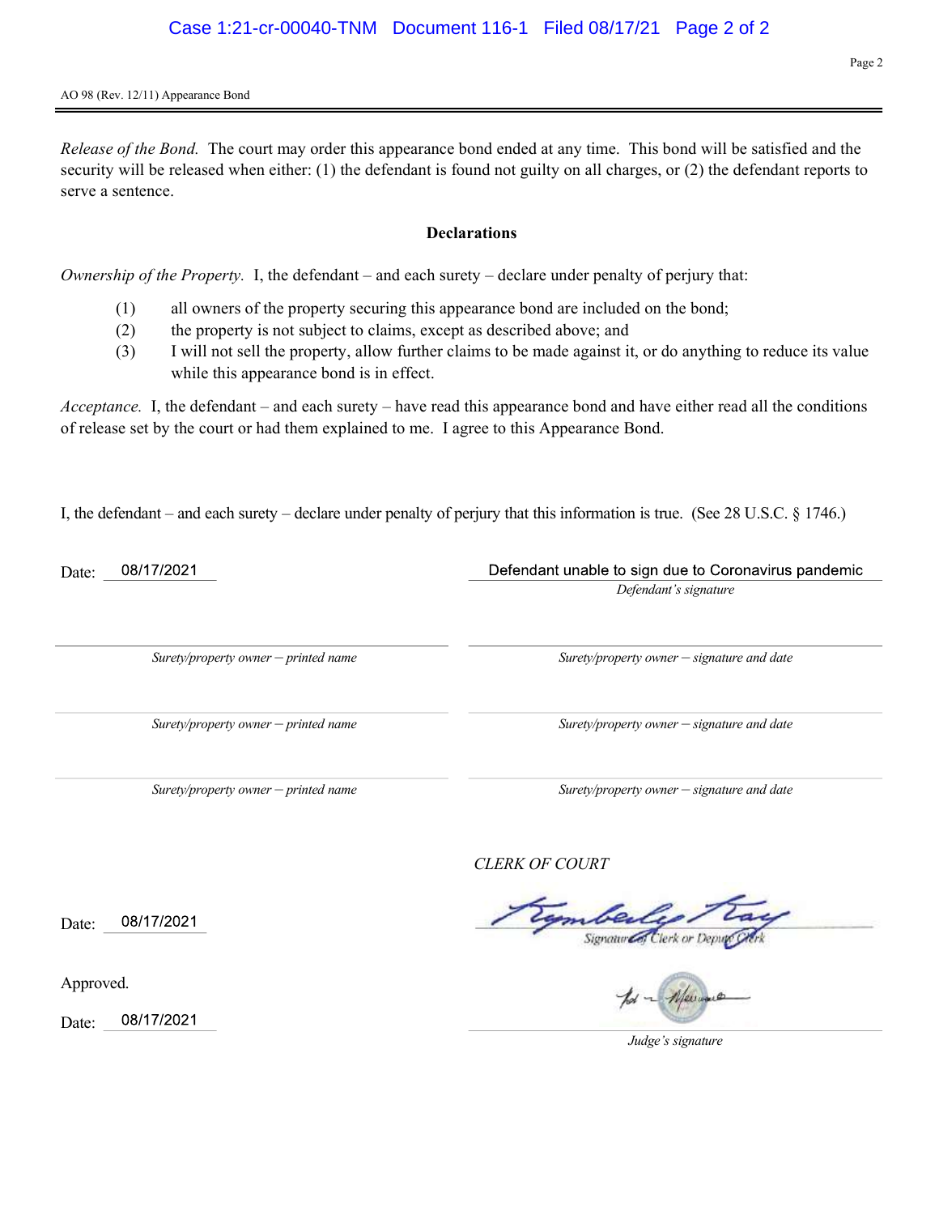AO 98 (Rev. 12/11) Appearance Bond

*Release of the Bond.* The court may order this appearance bond ended at any time. This bond will be satisfied and the security will be released when either: (1) the defendant is found not guilty on all charges, or (2) the defendant reports to serve a sentence.

**Declarations**

*Ownership of the Property.* I, the defendant – and each surety – declare under penalty of perjury that:

(1) all owners of the property securing this appearance bond are included on the bond;
(2) the property is not subject to claims, except as described above; and
(3) I will not sell the property, allow further claims to be made against it, or do anything to reduce its value while this appearance bond is in effect.

*Acceptance.* I, the defendant – and each surety – have read this appearance bond and have either read all the conditions of release set by the court or had them explained to me. I agree to this Appearance Bond.

I, the defendant – and each surety – declare under penalty of perjury that this information is true. (See 28 U.S.C. § 1746.)

Date: 08/17/2021

Defendant unable to sign due to Coronavirus pandemic
*Defendant's signature*

*Surety/property owner – printed name* | *Surety/property owner – signature and date*

*Surety/property owner – printed name* | *Surety/property owner – signature and date*

*Surety/property owner – printed name* | *Surety/property owner – signature and date*

*CLERK OF COURT*

Date: 08/17/2021

Kymberly Kay
*Signature of Clerk or Deputy Clerk*

Approved.

Date: 08/17/2021

*Judge's signature*